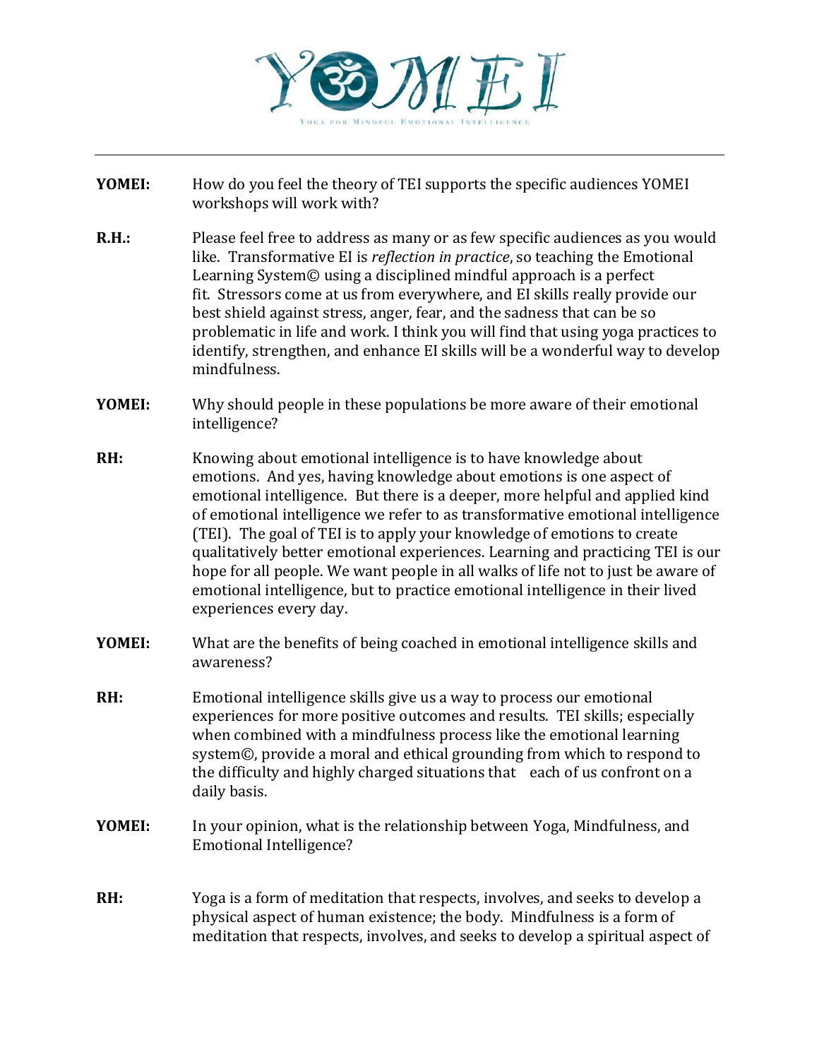# YOMEI

Yoga for Mindful Emotional Intelligence

---

**YOMEI:** How do you feel the theory of TEI supports the specific audiences YOMEI workshops will work with?

**R.H.:** Please feel free to address as many or as few specific audiences as you would like. Transformative EI is *reflection in practice*, so teaching the Emotional Learning System© using a disciplined mindful approach is a perfect fit. Stressors come at us from everywhere, and EI skills really provide our best shield against stress, anger, fear, and the sadness that can be so problematic in life and work. I think you will find that using yoga practices to identify, strengthen, and enhance EI skills will be a wonderful way to develop mindfulness.

**YOMEI:** Why should people in these populations be more aware of their emotional intelligence?

**RH:** Knowing about emotional intelligence is to have knowledge about emotions. And yes, having knowledge about emotions is one aspect of emotional intelligence. But there is a deeper, more helpful and applied kind of emotional intelligence we refer to as transformative emotional intelligence (TEI). The goal of TEI is to apply your knowledge of emotions to create qualitatively better emotional experiences. Learning and practicing TEI is our hope for all people. We want people in all walks of life not to just be aware of emotional intelligence, but to practice emotional intelligence in their lived experiences every day.

**YOMEI:** What are the benefits of being coached in emotional intelligence skills and awareness?

**RH:** Emotional intelligence skills give us a way to process our emotional experiences for more positive outcomes and results. TEI skills; especially when combined with a mindfulness process like the emotional learning system©, provide a moral and ethical grounding from which to respond to the difficulty and highly charged situations that each of us confront on a daily basis.

**YOMEI:** In your opinion, what is the relationship between Yoga, Mindfulness, and Emotional Intelligence?

**RH:** Yoga is a form of meditation that respects, involves, and seeks to develop a physical aspect of human existence; the body. Mindfulness is a form of meditation that respects, involves, and seeks to develop a spiritual aspect of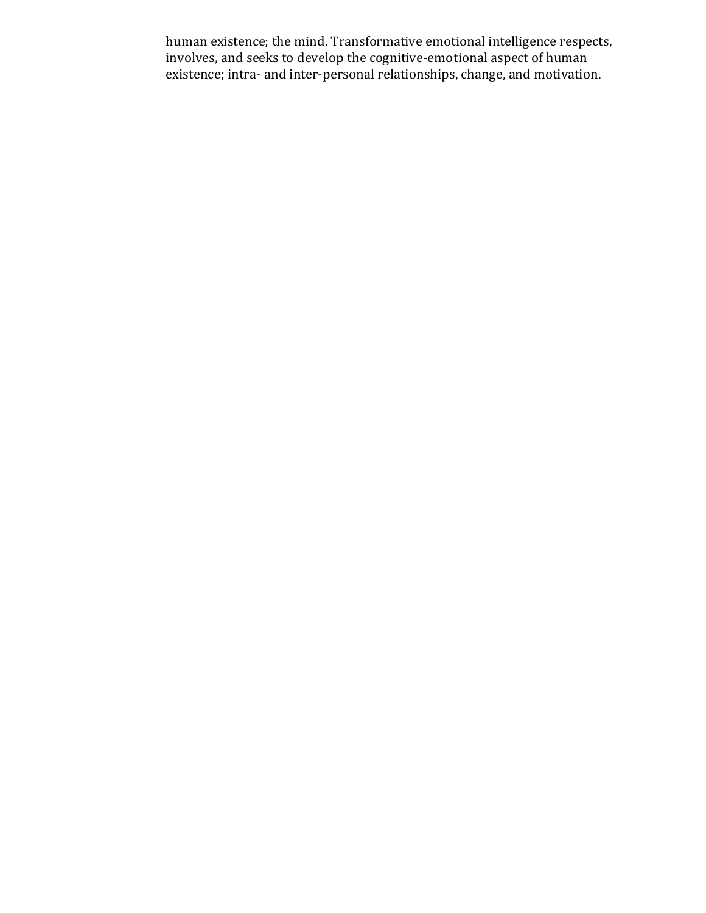human existence; the mind. Transformative emotional intelligence respects, involves, and seeks to develop the cognitive-emotional aspect of human existence; intra- and inter-personal relationships, change, and motivation.